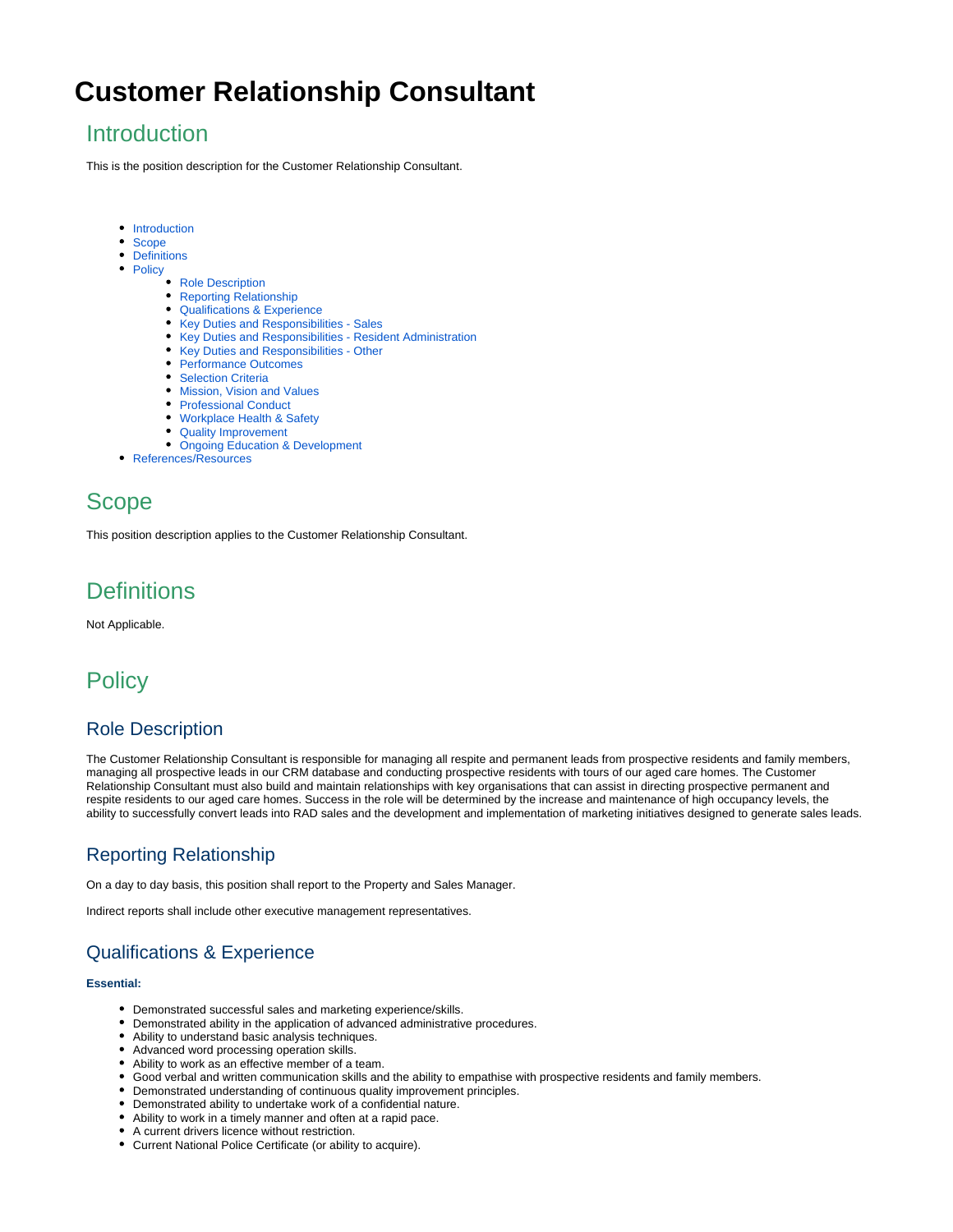# Customer Relationship Consultant

## Introduction

This is the position description for the Customer Relationship Consultant.

- Introduction
- Scope
- Definitions
- Policy
  - Role Description
  - Reporting Relationship
  - Qualifications & Experience
  - Key Duties and Responsibilities - Sales
  - Key Duties and Responsibilities - Resident Administration
  - Key Duties and Responsibilities - Other
  - Performance Outcomes
  - Selection Criteria
  - Mission, Vision and Values
  - Professional Conduct
  - Workplace Health & Safety
  - Quality Improvement
  - Ongoing Education & Development
- References/Resources

## Scope

This position description applies to the Customer Relationship Consultant.

## Definitions

Not Applicable.

## Policy

### Role Description

The Customer Relationship Consultant is responsible for managing all respite and permanent leads from prospective residents and family members, managing all prospective leads in our CRM database and conducting prospective residents with tours of our aged care homes. The Customer Relationship Consultant must also build and maintain relationships with key organisations that can assist in directing prospective permanent and respite residents to our aged care homes. Success in the role will be determined by the increase and maintenance of high occupancy levels, the ability to successfully convert leads into RAD sales and the development and implementation of marketing initiatives designed to generate sales leads.

### Reporting Relationship

On a day to day basis, this position shall report to the Property and Sales Manager.

Indirect reports shall include other executive management representatives.

### Qualifications & Experience

**Essential:**

- Demonstrated successful sales and marketing experience/skills.
- Demonstrated ability in the application of advanced administrative procedures.
- Ability to understand basic analysis techniques.
- Advanced word processing operation skills.
- Ability to work as an effective member of a team.
- Good verbal and written communication skills and the ability to empathise with prospective residents and family members.
- Demonstrated understanding of continuous quality improvement principles.
- Demonstrated ability to undertake work of a confidential nature.
- Ability to work in a timely manner and often at a rapid pace.
- A current drivers licence without restriction.
- Current National Police Certificate (or ability to acquire).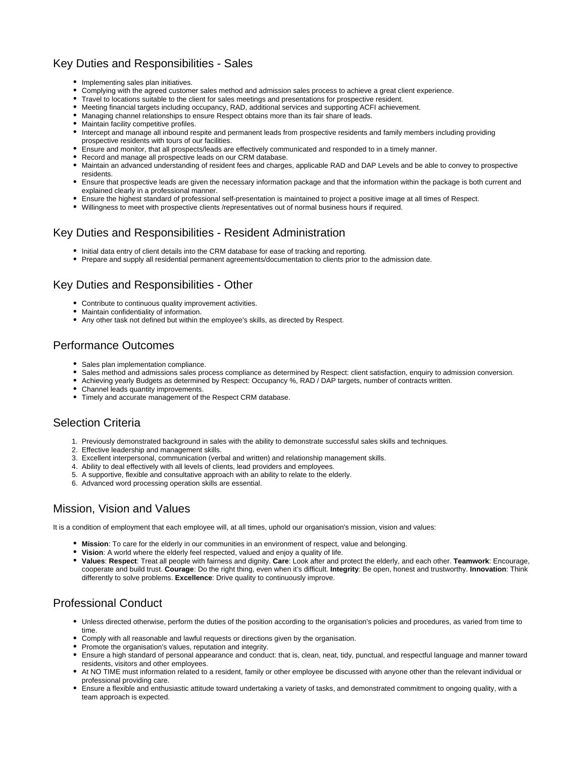## Key Duties and Responsibilities - Sales

- Implementing sales plan initiatives.
- Complying with the agreed customer sales method and admission sales process to achieve a great client experience.
- Travel to locations suitable to the client for sales meetings and presentations for prospective resident.
- Meeting financial targets including occupancy, RAD, additional services and supporting ACFI achievement.
- Managing channel relationships to ensure Respect obtains more than its fair share of leads.
- Maintain facility competitive profiles.
- Intercept and manage all inbound respite and permanent leads from prospective residents and family members including providing prospective residents with tours of our facilities.
- Ensure and monitor, that all prospects/leads are effectively communicated and responded to in a timely manner.
- Record and manage all prospective leads on our CRM database.
- Maintain an advanced understanding of resident fees and charges, applicable RAD and DAP Levels and be able to convey to prospective residents.
- Ensure that prospective leads are given the necessary information package and that the information within the package is both current and explained clearly in a professional manner.
- Ensure the highest standard of professional self-presentation is maintained to project a positive image at all times of Respect.
- Willingness to meet with prospective clients /representatives out of normal business hours if required.

## Key Duties and Responsibilities - Resident Administration

- Initial data entry of client details into the CRM database for ease of tracking and reporting.
- Prepare and supply all residential permanent agreements/documentation to clients prior to the admission date.

## Key Duties and Responsibilities - Other

- Contribute to continuous quality improvement activities.
- Maintain confidentiality of information.
- Any other task not defined but within the employee's skills, as directed by Respect.

## Performance Outcomes

- Sales plan implementation compliance.
- Sales method and admissions sales process compliance as determined by Respect: client satisfaction, enquiry to admission conversion.
- Achieving yearly Budgets as determined by Respect: Occupancy %, RAD / DAP targets, number of contracts written.
- Channel leads quantity improvements.
- Timely and accurate management of the Respect CRM database.

## Selection Criteria

1. Previously demonstrated background in sales with the ability to demonstrate successful sales skills and techniques.
2. Effective leadership and management skills.
3. Excellent interpersonal, communication (verbal and written) and relationship management skills.
4. Ability to deal effectively with all levels of clients, lead providers and employees.
5. A supportive, flexible and consultative approach with an ability to relate to the elderly.
6. Advanced word processing operation skills are essential.

## Mission, Vision and Values

It is a condition of employment that each employee will, at all times, uphold our organisation's mission, vision and values:

- **Mission**: To care for the elderly in our communities in an environment of respect, value and belonging.
- **Vision**: A world where the elderly feel respected, valued and enjoy a quality of life.
- **Values**: **Respect**: Treat all people with fairness and dignity. **Care**: Look after and protect the elderly, and each other. **Teamwork**: Encourage, cooperate and build trust. **Courage**: Do the right thing, even when it's difficult. **Integrity**: Be open, honest and trustworthy. **Innovation**: Think differently to solve problems. **Excellence**: Drive quality to continuously improve.

## Professional Conduct

- Unless directed otherwise, perform the duties of the position according to the organisation's policies and procedures, as varied from time to time.
- Comply with all reasonable and lawful requests or directions given by the organisation.
- Promote the organisation's values, reputation and integrity.
- Ensure a high standard of personal appearance and conduct: that is, clean, neat, tidy, punctual, and respectful language and manner toward residents, visitors and other employees.
- At NO TIME must information related to a resident, family or other employee be discussed with anyone other than the relevant individual or professional providing care.
- Ensure a flexible and enthusiastic attitude toward undertaking a variety of tasks, and demonstrated commitment to ongoing quality, with a team approach is expected.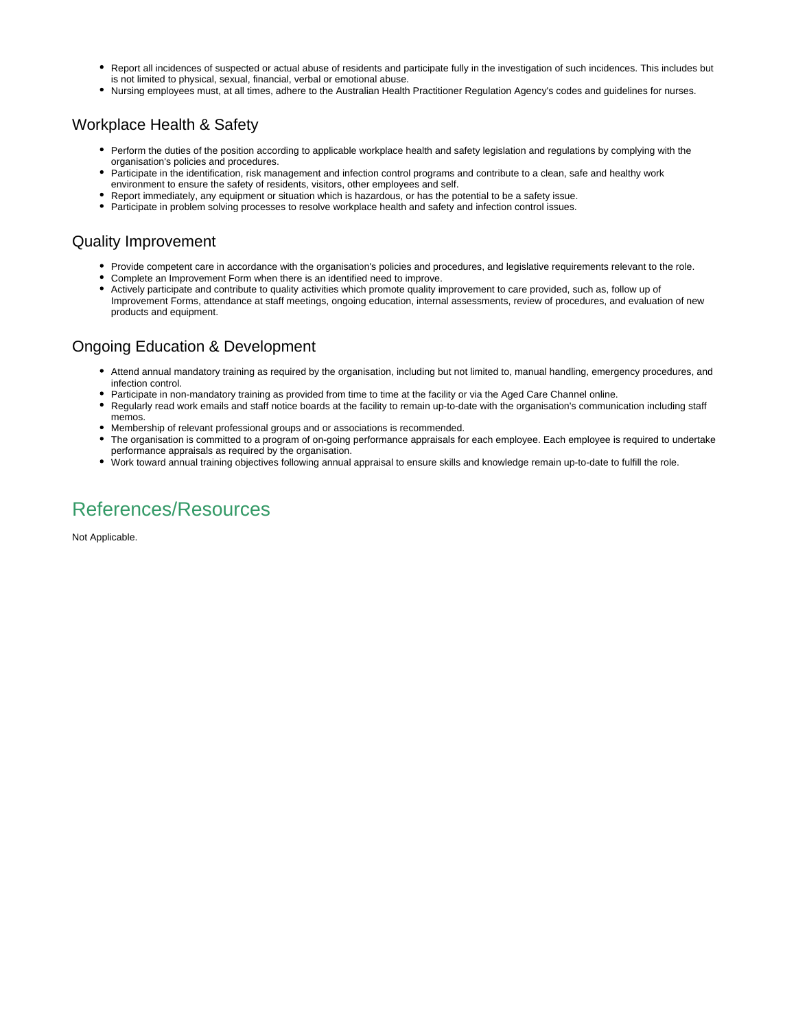- Report all incidences of suspected or actual abuse of residents and participate fully in the investigation of such incidences. This includes but is not limited to physical, sexual, financial, verbal or emotional abuse.
- Nursing employees must, at all times, adhere to the Australian Health Practitioner Regulation Agency's codes and guidelines for nurses.

### Workplace Health & Safety

- Perform the duties of the position according to applicable workplace health and safety legislation and regulations by complying with the organisation's policies and procedures.
- Participate in the identification, risk management and infection control programs and contribute to a clean, safe and healthy work environment to ensure the safety of residents, visitors, other employees and self.
- Report immediately, any equipment or situation which is hazardous, or has the potential to be a safety issue.
- Participate in problem solving processes to resolve workplace health and safety and infection control issues.

### Quality Improvement

- Provide competent care in accordance with the organisation's policies and procedures, and legislative requirements relevant to the role.
- Complete an Improvement Form when there is an identified need to improve.
- Actively participate and contribute to quality activities which promote quality improvement to care provided, such as, follow up of Improvement Forms, attendance at staff meetings, ongoing education, internal assessments, review of procedures, and evaluation of new products and equipment.

### Ongoing Education & Development

- Attend annual mandatory training as required by the organisation, including but not limited to, manual handling, emergency procedures, and infection control.
- Participate in non-mandatory training as provided from time to time at the facility or via the Aged Care Channel online.
- Regularly read work emails and staff notice boards at the facility to remain up-to-date with the organisation's communication including staff memos.
- Membership of relevant professional groups and or associations is recommended.
- The organisation is committed to a program of on-going performance appraisals for each employee. Each employee is required to undertake performance appraisals as required by the organisation.
- Work toward annual training objectives following annual appraisal to ensure skills and knowledge remain up-to-date to fulfill the role.

## References/Resources

Not Applicable.